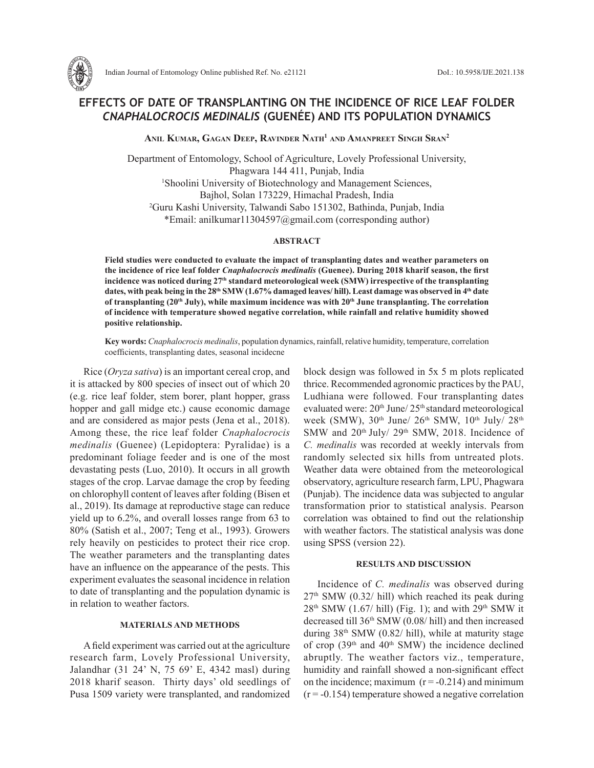# EFFECTS OF DATE OF TRANSPLANTING ON THE INCIDENCE OF RICE LEAF FOLDER *CNAPHALOCROCIS MEDINALIS* (GUENÉE) AND ITS POPULATION DYNAMICS

**Anil Kumar, Gagan Deep, Ravinder Nath[1] and Amanpreet Singh Sran[2]**

Department of Entomology, School of Agriculture, Lovely Professional University, Phagwara 144 411, Punjab, India
[1]Shoolini University of Biotechnology and Management Sciences, Bajhol, Solan 173229, Himachal Pradesh, India
[2]Guru Kashi University, Talwandi Sabo 151302, Bathinda, Punjab, India
*Email: anilkumar11304597@gmail.com (corresponding author)

## ABSTRACT

**Field studies were conducted to evaluate the impact of transplanting dates and weather parameters on the incidence of rice leaf folder *Cnaphalocrocis medinalis* (Guenee). During 2018 kharif season, the first incidence was noticed during 27th standard meteorological week (SMW) irrespective of the transplanting dates, with peak being in the 28th SMW (1.67% damaged leaves/ hill). Least damage was observed in 4th date of transplanting (20th July), while maximum incidence was with 20th June transplanting. The correlation of incidence with temperature showed negative correlation, while rainfall and relative humidity showed positive relationship.**

**Key words:** *Cnaphalocrocis medinalis*, population dynamics, rainfall, relative humidity, temperature, correlation coefficients, transplanting dates, seasonal incidecne

Rice (*Oryza sativa*) is an important cereal crop, and it is attacked by 800 species of insect out of which 20 (e.g. rice leaf folder, stem borer, plant hopper, grass hopper and gall midge etc.) cause economic damage and are considered as major pests (Jena et al., 2018). Among these, the rice leaf folder *Cnaphalocrocis medinalis* (Guenee) (Lepidoptera: Pyralidae) is a predominant foliage feeder and is one of the most devastating pests (Luo, 2010). It occurs in all growth stages of the crop. Larvae damage the crop by feeding on chlorophyll content of leaves after folding (Bisen et al., 2019). Its damage at reproductive stage can reduce yield up to 6.2%, and overall losses range from 63 to 80% (Satish et al., 2007; Teng et al., 1993). Growers rely heavily on pesticides to protect their rice crop. The weather parameters and the transplanting dates have an influence on the appearance of the pests. This experiment evaluates the seasonal incidence in relation to date of transplanting and the population dynamic is in relation to weather factors.

## MATERIALS AND METHODS

A field experiment was carried out at the agriculture research farm, Lovely Professional University, Jalandhar (31 24' N, 75 69' E, 4342 masl) during 2018 kharif season. Thirty days' old seedlings of Pusa 1509 variety were transplanted, and randomized block design was followed in 5x 5 m plots replicated thrice. Recommended agronomic practices by the PAU, Ludhiana were followed. Four transplanting dates evaluated were: 20th June/ 25th standard meteorological week (SMW), 30th June/ 26th SMW, 10th July/ 28th SMW and 20th July/ 29th SMW, 2018. Incidence of *C. medinalis* was recorded at weekly intervals from randomly selected six hills from untreated plots. Weather data were obtained from the meteorological observatory, agriculture research farm, LPU, Phagwara (Punjab). The incidence data was subjected to angular transformation prior to statistical analysis. Pearson correlation was obtained to find out the relationship with weather factors. The statistical analysis was done using SPSS (version 22).

## RESULTS AND DISCUSSION

Incidence of *C. medinalis* was observed during 27th SMW (0.32/ hill) which reached its peak during 28th SMW (1.67/ hill) (Fig. 1); and with 29th SMW it decreased till 36th SMW (0.08/ hill) and then increased during 38th SMW (0.82/ hill), while at maturity stage of crop (39th and 40th SMW) the incidence declined abruptly. The weather factors viz., temperature, humidity and rainfall showed a non-significant effect on the incidence; maximum ($r = -0.214$) and minimum ($r = -0.154$) temperature showed a negative correlation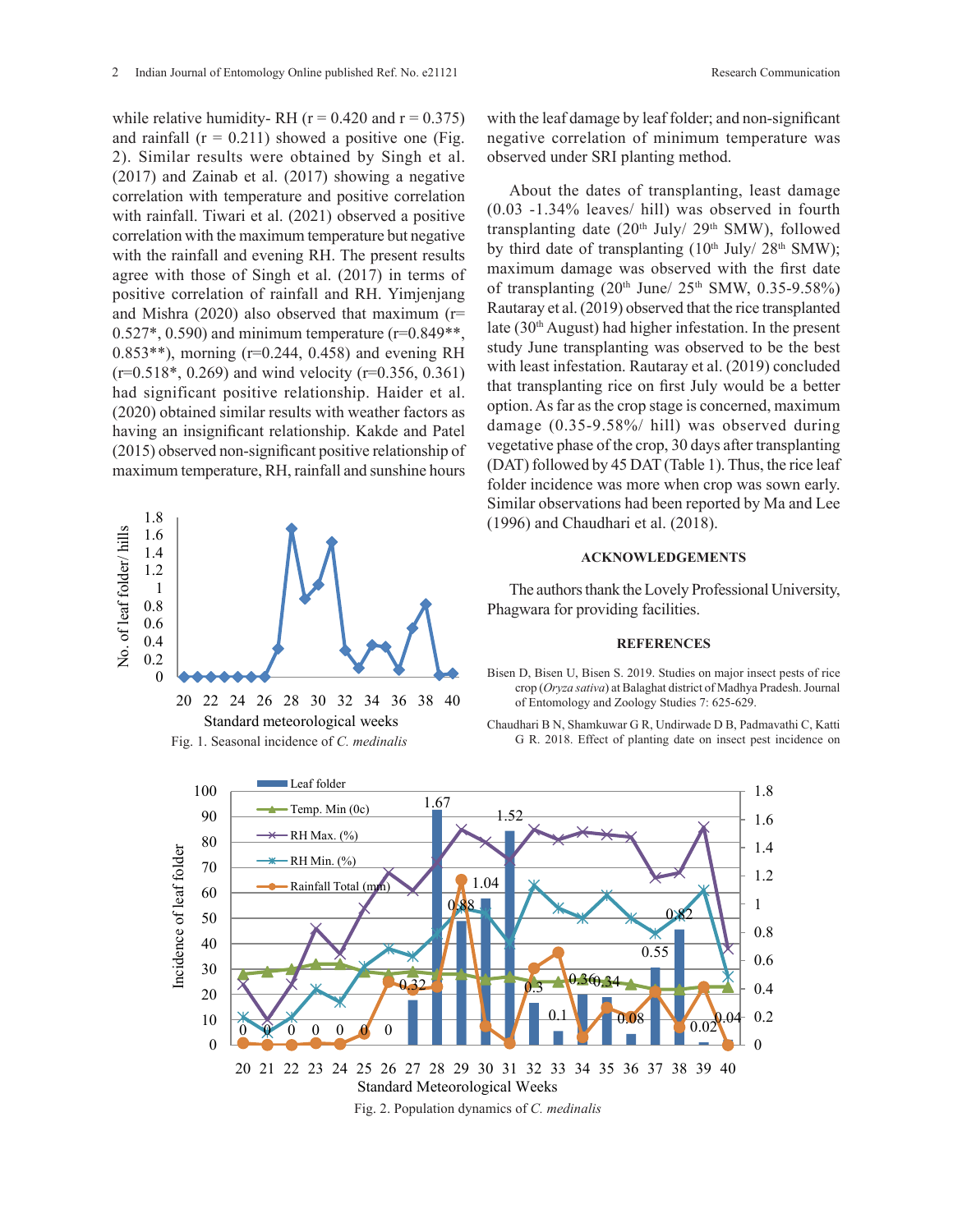while relative humidity- RH (r = 0.420 and r = 0.375) and rainfall (r = 0.211) showed a positive one (Fig. 2). Similar results were obtained by Singh et al. (2017) and Zainab et al. (2017) showing a negative correlation with temperature and positive correlation with rainfall. Tiwari et al. (2021) observed a positive correlation with the maximum temperature but negative with the rainfall and evening RH. The present results agree with those of Singh et al. (2017) in terms of positive correlation of rainfall and RH. Yimjenjang and Mishra (2020) also observed that maximum (r= 0.527*, 0.590) and minimum temperature (r=0.849**, 0.853**), morning (r=0.244, 0.458) and evening RH (r=0.518*, 0.269) and wind velocity (r=0.356, 0.361) had significant positive relationship. Haider et al. (2020) obtained similar results with weather factors as having an insignificant relationship. Kakde and Patel (2015) observed non-significant positive relationship of maximum temperature, RH, rainfall and sunshine hours with the leaf damage by leaf folder; and non-significant negative correlation of minimum temperature was observed under SRI planting method.

Fig. 1. Seasonal incidence of *C. medinalis*

About the dates of transplanting, least damage (0.03 -1.34% leaves/ hill) was observed in fourth transplanting date (20th July/ 29th SMW), followed by third date of transplanting (10th July/ 28th SMW); maximum damage was observed with the first date of transplanting (20th June/ 25th SMW, 0.35-9.58%) Rautaray et al. (2019) observed that the rice transplanted late (30th August) had higher infestation. In the present study June transplanting was observed to be the best with least infestation. Rautaray et al. (2019) concluded that transplanting rice on first July would be a better option. As far as the crop stage is concerned, maximum damage (0.35-9.58%/ hill) was observed during vegetative phase of the crop, 30 days after transplanting (DAT) followed by 45 DAT (Table 1). Thus, the rice leaf folder incidence was more when crop was sown early. Similar observations had been reported by Ma and Lee (1996) and Chaudhari et al. (2018).

## ACKNOWLEDGEMENTS

The authors thank the Lovely Professional University, Phagwara for providing facilities.

## REFERENCES

Bisen D, Bisen U, Bisen S. 2019. Studies on major insect pests of rice crop (*Oryza sativa*) at Balaghat district of Madhya Pradesh. Journal of Entomology and Zoology Studies 7: 625-629.

Chaudhari B N, Shamkuwar G R, Undirwade D B, Padmavathi C, Katti G R. 2018. Effect of planting date on insect pest incidence on

Fig. 2. Population dynamics of *C. medinalis*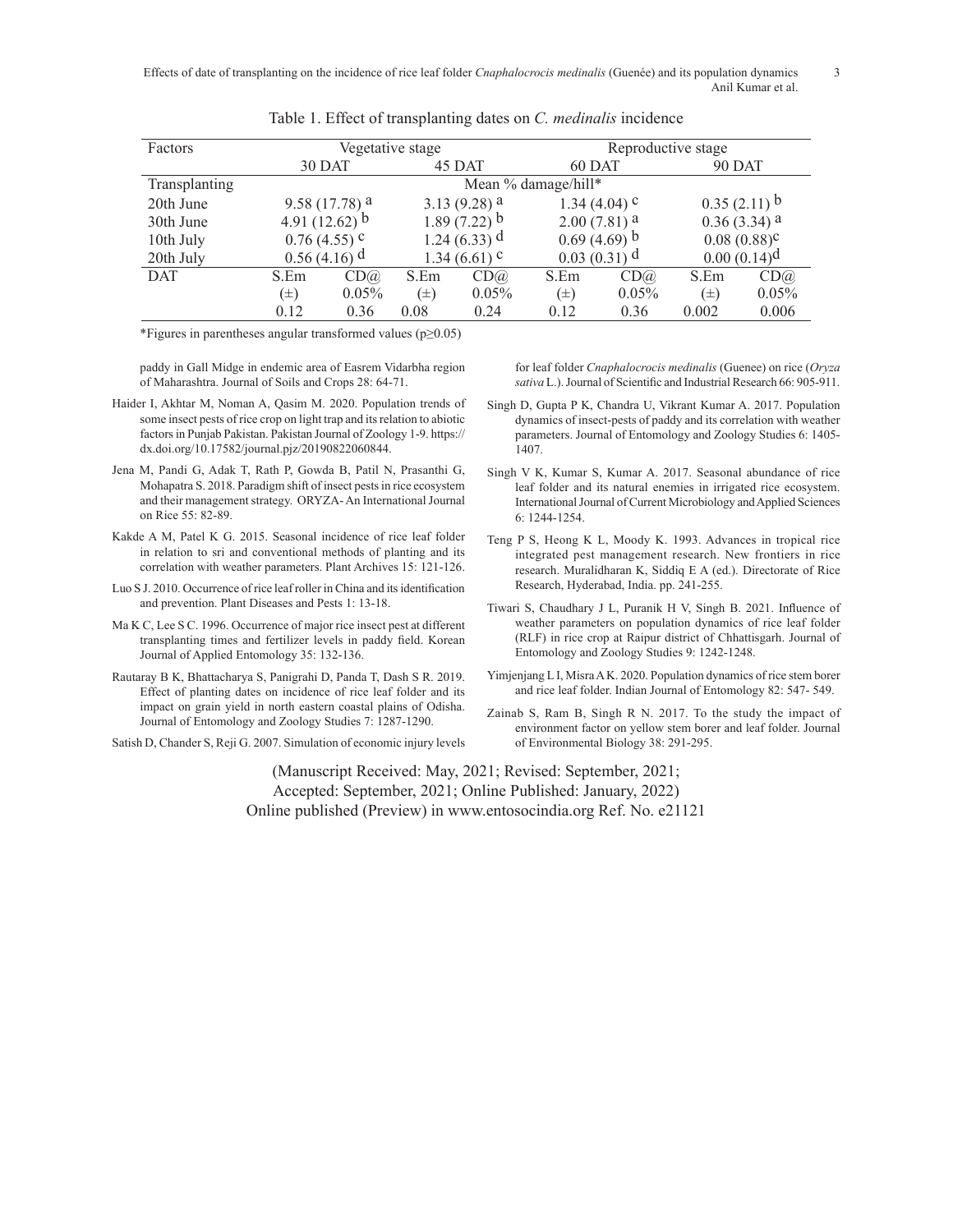Table 1. Effect of transplanting dates on *C. medinalis* incidence

| Factors | Vegetative stage | | | | Reproductive stage | | | |
|---|---|---|---|---|---|---|---|---|
| | 30 DAT | | 45 DAT | | 60 DAT | | 90 DAT | |
| Transplanting | Mean % damage/hill* | | | | | | | |
| 20th June | 9.58 (17.78) a | | 3.13 (9.28) a | | 1.34 (4.04) c | | 0.35 (2.11) b | |
| 30th June | 4.91 (12.62) b | | 1.89 (7.22) b | | 2.00 (7.81) a | | 0.36 (3.34) a | |
| 10th July | 0.76 (4.55) c | | 1.24 (6.33) d | | 0.69 (4.69) b | | 0.08 (0.88)c | |
| 20th July | 0.56 (4.16) d | | 1.34 (6.61) c | | 0.03 (0.31) d | | 0.00 (0.14)d | |
| DAT | S.Em (±) | CD@ 0.05% | S.Em (±) | CD@ 0.05% | S.Em (±) | CD@ 0.05% | S.Em (±) | CD@ 0.05% |
| | 0.12 | 0.36 | 0.08 | 0.24 | 0.12 | 0.36 | 0.002 | 0.006 |

*Figures in parentheses angular transformed values ($p \geq 0.05$)

paddy in Gall Midge in endemic area of Easrem Vidarbha region of Maharashtra. Journal of Soils and Crops 28: 64-71.

Haider I, Akhtar M, Noman A, Qasim M. 2020. Population trends of some insect pests of rice crop on light trap and its relation to abiotic factors in Punjab Pakistan. Pakistan Journal of Zoology 1-9. https://dx.doi.org/10.17582/journal.pjz/20190822060844.

Jena M, Pandi G, Adak T, Rath P, Gowda B, Patil N, Prasanthi G, Mohapatra S. 2018. Paradigm shift of insect pests in rice ecosystem and their management strategy. ORYZA- An International Journal on Rice 55: 82-89.

Kakde A M, Patel K G. 2015. Seasonal incidence of rice leaf folder in relation to sri and conventional methods of planting and its correlation with weather parameters. Plant Archives 15: 121-126.

Luo S J. 2010. Occurrence of rice leaf roller in China and its identification and prevention. Plant Diseases and Pests 1: 13-18.

Ma K C, Lee S C. 1996. Occurrence of major rice insect pest at different transplanting times and fertilizer levels in paddy field. Korean Journal of Applied Entomology 35: 132-136.

Rautaray B K, Bhattacharya S, Panigrahi D, Panda T, Dash S R. 2019. Effect of planting dates on incidence of rice leaf folder and its impact on grain yield in north eastern coastal plains of Odisha. Journal of Entomology and Zoology Studies 7: 1287-1290.

Satish D, Chander S, Reji G. 2007. Simulation of economic injury levels for leaf folder *Cnaphalocrocis medinalis* (Guenee) on rice (*Oryza sativa* L.). Journal of Scientific and Industrial Research 66: 905-911.

Singh D, Gupta P K, Chandra U, Vikrant Kumar A. 2017. Population dynamics of insect-pests of paddy and its correlation with weather parameters. Journal of Entomology and Zoology Studies 6: 1405-1407.

Singh V K, Kumar S, Kumar A. 2017. Seasonal abundance of rice leaf folder and its natural enemies in irrigated rice ecosystem. International Journal of Current Microbiology and Applied Sciences 6: 1244-1254.

Teng P S, Heong K L, Moody K. 1993. Advances in tropical rice integrated pest management research. New frontiers in rice research. Muralidharan K, Siddiq E A (ed.). Directorate of Rice Research, Hyderabad, India. pp. 241-255.

Tiwari S, Chaudhary J L, Puranik H V, Singh B. 2021. Influence of weather parameters on population dynamics of rice leaf folder (RLF) in rice crop at Raipur district of Chhattisgarh. Journal of Entomology and Zoology Studies 9: 1242-1248.

Yimjenjang L I, Misra A K. 2020. Population dynamics of rice stem borer and rice leaf folder. Indian Journal of Entomology 82: 547- 549.

Zainab S, Ram B, Singh R N. 2017. To the study the impact of environment factor on yellow stem borer and leaf folder. Journal of Environmental Biology 38: 291-295.

(Manuscript Received: May, 2021; Revised: September, 2021;
Accepted: September, 2021; Online Published: January, 2022)
Online published (Preview) in www.entosocindia.org Ref. No. e21121